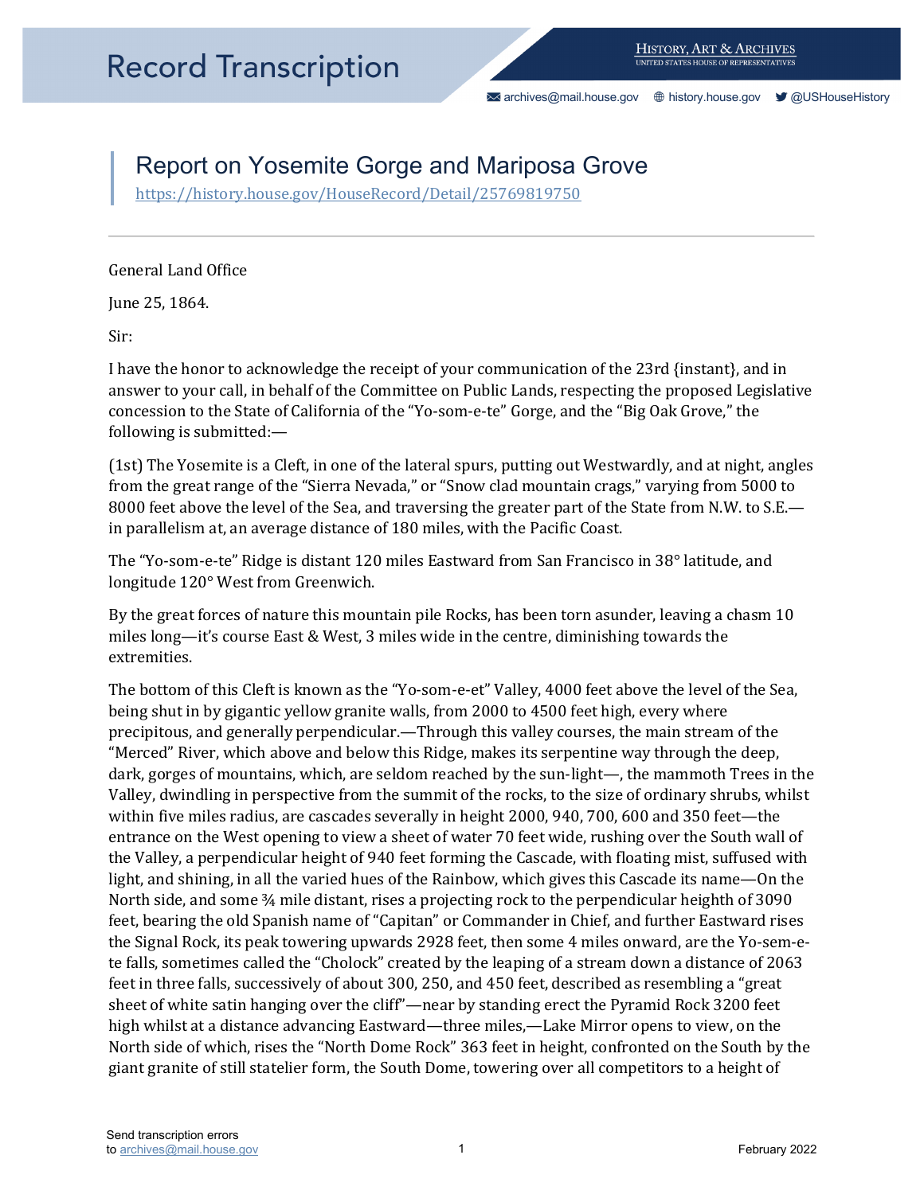# Report on Yosemite Gorge and Mariposa Grove

https://history.house.gov/HouseRecord/Detail/25769819750

---

General Land Office

June 25, 1864.

Sir:

I have the honor to acknowledge the receipt of your communication of the 23rd {instant}, and in answer to your call, in behalf of the Committee on Public Lands, respecting the proposed Legislative concession to the State of California of the "Yo-som-e-te" Gorge, and the "Big Oak Grove," the following is submitted:—

(1st) The Yosemite is a Cleft, in one of the lateral spurs, putting out Westwardly, and at night, angles from the great range of the "Sierra Nevada," or "Snow clad mountain crags," varying from 5000 to 8000 feet above the level of the Sea, and traversing the greater part of the State from N.W. to S.E.—in parallelism at, an average distance of 180 miles, with the Pacific Coast.

The "Yo-som-e-te" Ridge is distant 120 miles Eastward from San Francisco in 38° latitude, and longitude 120° West from Greenwich.

By the great forces of nature this mountain pile Rocks, has been torn asunder, leaving a chasm 10 miles long—it's course East & West, 3 miles wide in the centre, diminishing towards the extremities.

The bottom of this Cleft is known as the "Yo-som-e-et" Valley, 4000 feet above the level of the Sea, being shut in by gigantic yellow granite walls, from 2000 to 4500 feet high, every where precipitous, and generally perpendicular.—Through this valley courses, the main stream of the "Merced" River, which above and below this Ridge, makes its serpentine way through the deep, dark, gorges of mountains, which, are seldom reached by the sun-light—, the mammoth Trees in the Valley, dwindling in perspective from the summit of the rocks, to the size of ordinary shrubs, whilst within five miles radius, are cascades severally in height 2000, 940, 700, 600 and 350 feet—the entrance on the West opening to view a sheet of water 70 feet wide, rushing over the South wall of the Valley, a perpendicular height of 940 feet forming the Cascade, with floating mist, suffused with light, and shining, in all the varied hues of the Rainbow, which gives this Cascade its name—On the North side, and some ¾ mile distant, rises a projecting rock to the perpendicular heighth of 3090 feet, bearing the old Spanish name of "Capitan" or Commander in Chief, and further Eastward rises the Signal Rock, its peak towering upwards 2928 feet, then some 4 miles onward, are the Yo-sem-e-te falls, sometimes called the "Cholock" created by the leaping of a stream down a distance of 2063 feet in three falls, successively of about 300, 250, and 450 feet, described as resembling a "great sheet of white satin hanging over the cliff"—near by standing erect the Pyramid Rock 3200 feet high whilst at a distance advancing Eastward—three miles,—Lake Mirror opens to view, on the North side of which, rises the "North Dome Rock" 363 feet in height, confronted on the South by the giant granite of still statelier form, the South Dome, towering over all competitors to a height of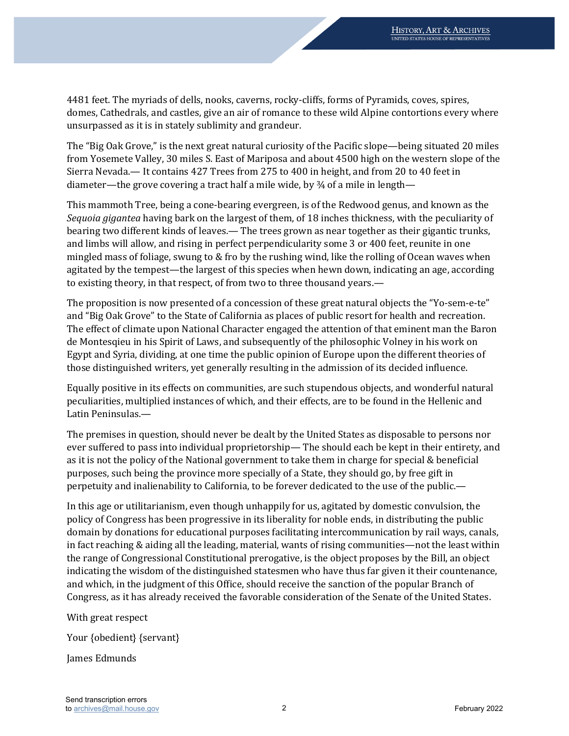4481 feet. The myriads of dells, nooks, caverns, rocky-cliffs, forms of Pyramids, coves, spires, domes, Cathedrals, and castles, give an air of romance to these wild Alpine contortions every where unsurpassed as it is in stately sublimity and grandeur.

The "Big Oak Grove," is the next great natural curiosity of the Pacific slope—being situated 20 miles from Yosemete Valley, 30 miles S. East of Mariposa and about 4500 high on the western slope of the Sierra Nevada.— It contains 427 Trees from 275 to 400 in height, and from 20 to 40 feet in diameter—the grove covering a tract half a mile wide, by ¾ of a mile in length—

This mammoth Tree, being a cone-bearing evergreen, is of the Redwood genus, and known as the *Sequoia gigantea* having bark on the largest of them, of 18 inches thickness, with the peculiarity of bearing two different kinds of leaves.— The trees grown as near together as their gigantic trunks, and limbs will allow, and rising in perfect perpendicularity some 3 or 400 feet, reunite in one mingled mass of foliage, swung to & fro by the rushing wind, like the rolling of Ocean waves when agitated by the tempest—the largest of this species when hewn down, indicating an age, according to existing theory, in that respect, of from two to three thousand years.—

The proposition is now presented of a concession of these great natural objects the "Yo-sem-e-te" and "Big Oak Grove" to the State of California as places of public resort for health and recreation. The effect of climate upon National Character engaged the attention of that eminent man the Baron de Montesqieu in his Spirit of Laws, and subsequently of the philosophic Volney in his work on Egypt and Syria, dividing, at one time the public opinion of Europe upon the different theories of those distinguished writers, yet generally resulting in the admission of its decided influence.

Equally positive in its effects on communities, are such stupendous objects, and wonderful natural peculiarities, multiplied instances of which, and their effects, are to be found in the Hellenic and Latin Peninsulas.—

The premises in question, should never be dealt by the United States as disposable to persons nor ever suffered to pass into individual proprietorship— The should each be kept in their entirety, and as it is not the policy of the National government to take them in charge for special & beneficial purposes, such being the province more specially of a State, they should go, by free gift in perpetuity and inalienability to California, to be forever dedicated to the use of the public.—

In this age or utilitarianism, even though unhappily for us, agitated by domestic convulsion, the policy of Congress has been progressive in its liberality for noble ends, in distributing the public domain by donations for educational purposes facilitating intercommunication by rail ways, canals, in fact reaching & aiding all the leading, material, wants of rising communities—not the least within the range of Congressional Constitutional prerogative, is the object proposes by the Bill, an object indicating the wisdom of the distinguished statesmen who have thus far given it their countenance, and which, in the judgment of this Office, should receive the sanction of the popular Branch of Congress, as it has already received the favorable consideration of the Senate of the United States.

With great respect

Your {obedient} {servant}

James Edmunds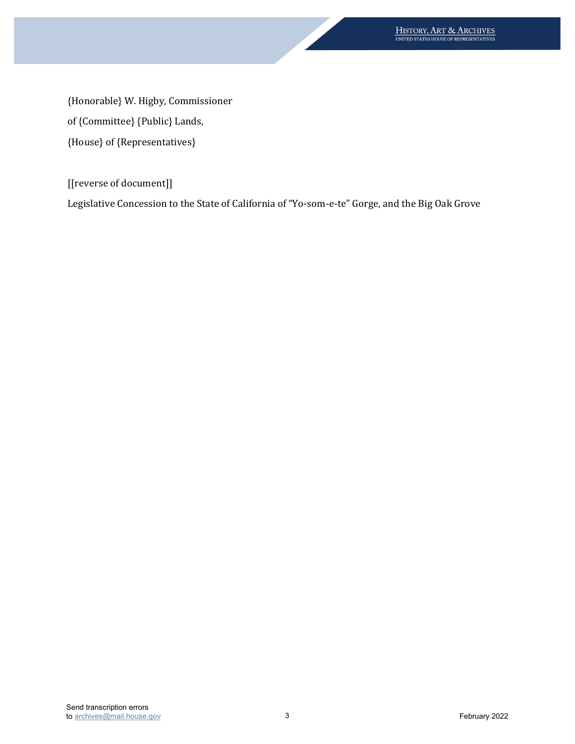{Honorable} W. Higby, Commissioner

of {Committee} {Public} Lands,

{House} of {Representatives}

[[reverse of document]]

Legislative Concession to the State of California of "Yo-som-e-te" Gorge, and the Big Oak Grove